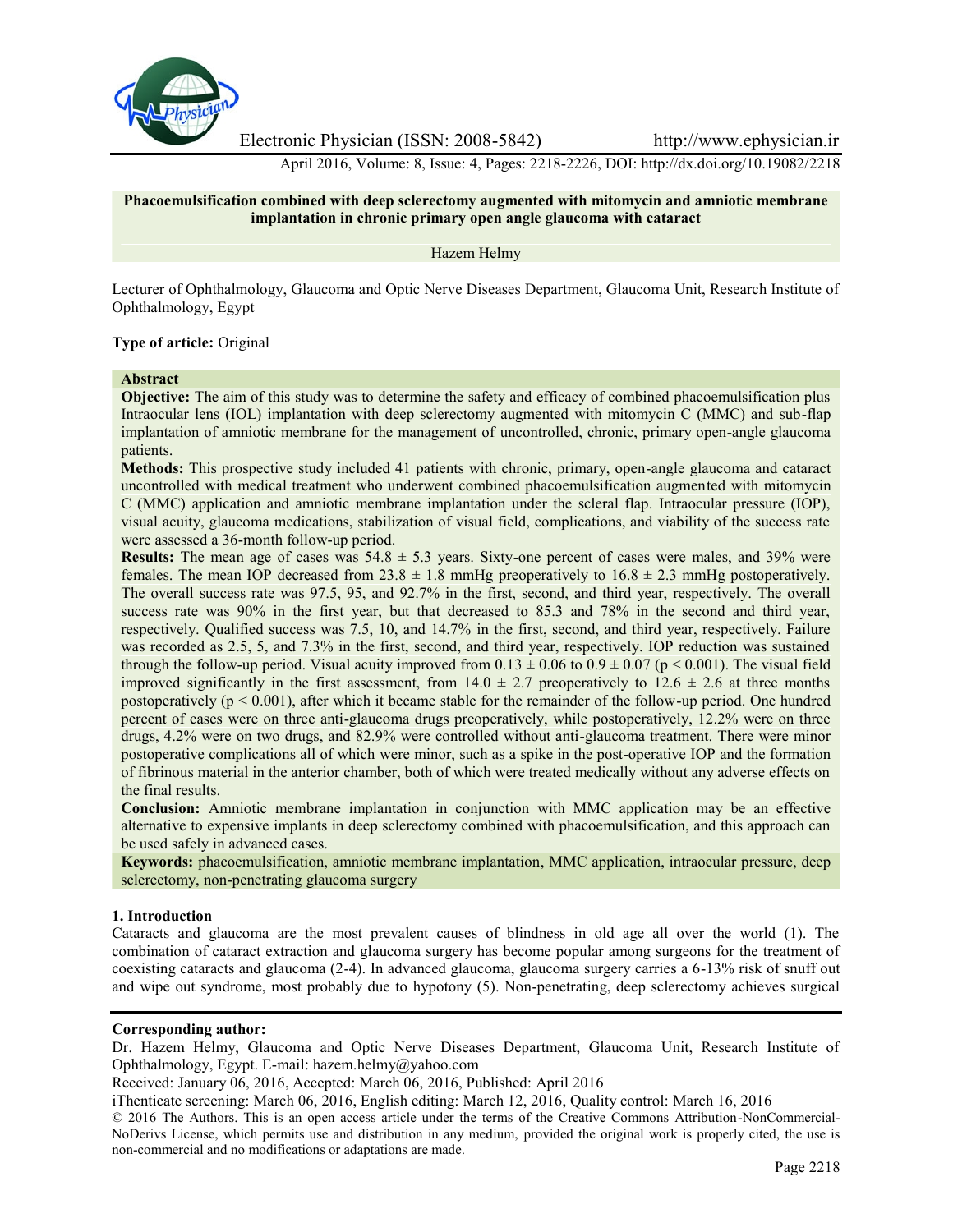Electronic Physician (ISSN: 2008-5842) http://www.ephysician.ir

April 2016, Volume: 8, Issue: 4, Pages: 2218-2226, DOI: http://dx.doi.org/10.19082/2218

# Phacoemulsification combined with deep sclerectomy augmented with mitomycin and amniotic membrane implantation in chronic primary open angle glaucoma with cataract

Hazem Helmy

Lecturer of Ophthalmology, Glaucoma and Optic Nerve Diseases Department, Glaucoma Unit, Research Institute of Ophthalmology, Egypt

**Type of article:** Original

## Abstract

**Objective:** The aim of this study was to determine the safety and efficacy of combined phacoemulsification plus Intraocular lens (IOL) implantation with deep sclerectomy augmented with mitomycin C (MMC) and sub-flap implantation of amniotic membrane for the management of uncontrolled, chronic, primary open-angle glaucoma patients.

**Methods:** This prospective study included 41 patients with chronic, primary, open-angle glaucoma and cataract uncontrolled with medical treatment who underwent combined phacoemulsification augmented with mitomycin C (MMC) application and amniotic membrane implantation under the scleral flap. Intraocular pressure (IOP), visual acuity, glaucoma medications, stabilization of visual field, complications, and viability of the success rate were assessed a 36-month follow-up period.

**Results:** The mean age of cases was $54.8 \pm 5.3$ years. Sixty-one percent of cases were males, and 39% were females. The mean IOP decreased from $23.8 \pm 1.8$ mmHg preoperatively to $16.8 \pm 2.3$ mmHg postoperatively. The overall success rate was 97.5, 95, and 92.7% in the first, second, and third year, respectively. The overall success rate was 90% in the first year, but that decreased to 85.3 and 78% in the second and third year, respectively. Qualified success was 7.5, 10, and 14.7% in the first, second, and third year, respectively. Failure was recorded as 2.5, 5, and 7.3% in the first, second, and third year, respectively. IOP reduction was sustained through the follow-up period. Visual acuity improved from $0.13 \pm 0.06$ to $0.9 \pm 0.07$ ($p < 0.001$). The visual field improved significantly in the first assessment, from $14.0 \pm 2.7$ preoperatively to $12.6 \pm 2.6$ at three months postoperatively ($p < 0.001$), after which it became stable for the remainder of the follow-up period. One hundred percent of cases were on three anti-glaucoma drugs preoperatively, while postoperatively, 12.2% were on three drugs, 4.2% were on two drugs, and 82.9% were controlled without anti-glaucoma treatment. There were minor postoperative complications all of which were minor, such as a spike in the post-operative IOP and the formation of fibrinous material in the anterior chamber, both of which were treated medically without any adverse effects on the final results.

**Conclusion:** Amniotic membrane implantation in conjunction with MMC application may be an effective alternative to expensive implants in deep sclerectomy combined with phacoemulsification, and this approach can be used safely in advanced cases.

**Keywords:** phacoemulsification, amniotic membrane implantation, MMC application, intraocular pressure, deep sclerectomy, non-penetrating glaucoma surgery

## 1. Introduction

Cataracts and glaucoma are the most prevalent causes of blindness in old age all over the world (1). The combination of cataract extraction and glaucoma surgery has become popular among surgeons for the treatment of coexisting cataracts and glaucoma (2-4). In advanced glaucoma, glaucoma surgery carries a 6-13% risk of snuff out and wipe out syndrome, most probably due to hypotony (5). Non-penetrating, deep sclerectomy achieves surgical

**Corresponding author:**

Dr. Hazem Helmy, Glaucoma and Optic Nerve Diseases Department, Glaucoma Unit, Research Institute of Ophthalmology, Egypt. E-mail: hazem.helmy@yahoo.com

Received: January 06, 2016, Accepted: March 06, 2016, Published: April 2016

iThenticate screening: March 06, 2016, English editing: March 12, 2016, Quality control: March 16, 2016

© 2016 The Authors. This is an open access article under the terms of the Creative Commons Attribution-NonCommercial-NoDerivs License, which permits use and distribution in any medium, provided the original work is properly cited, the use is non-commercial and no modifications or adaptations are made.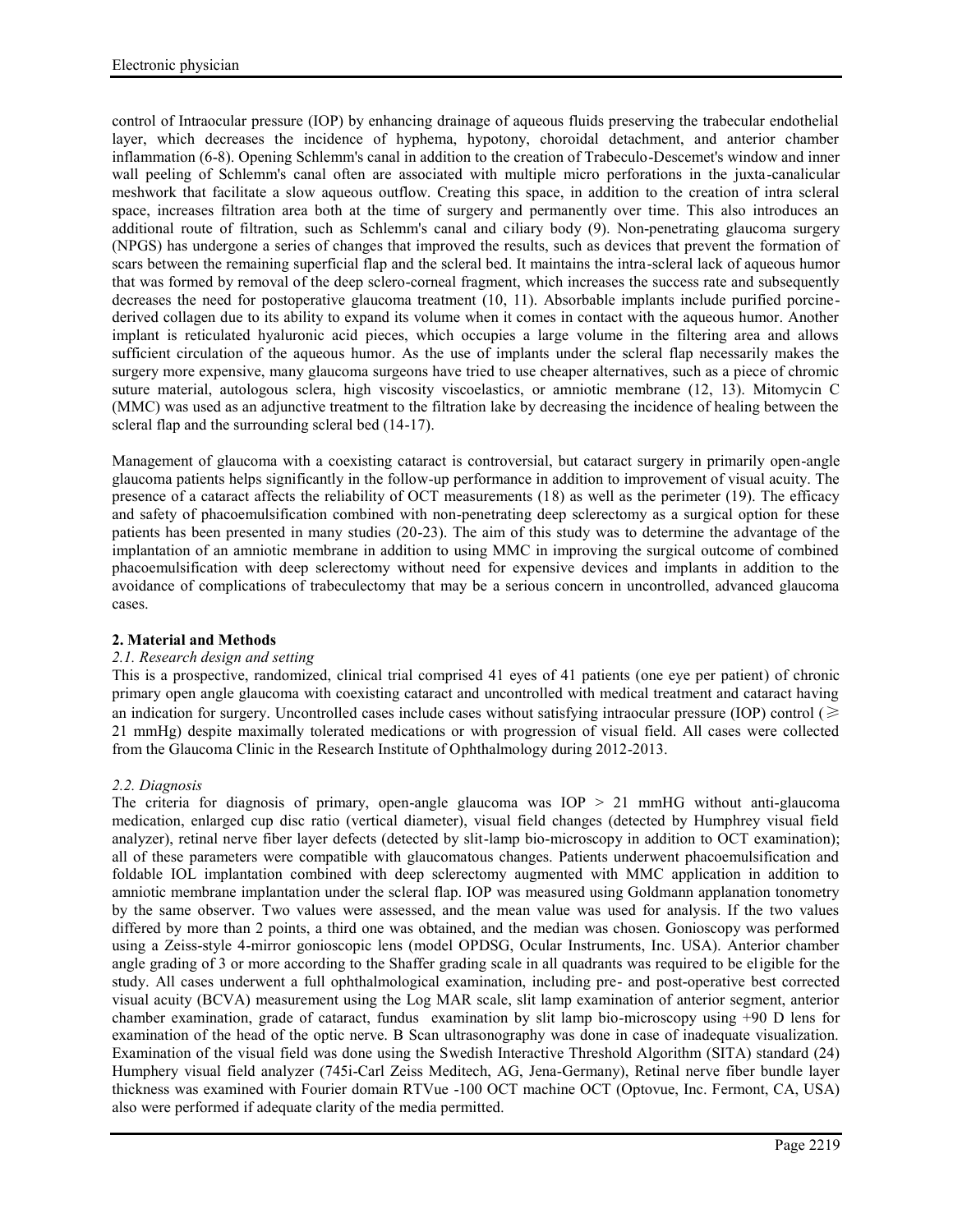control of Intraocular pressure (IOP) by enhancing drainage of aqueous fluids preserving the trabecular endothelial layer, which decreases the incidence of hyphema, hypotony, choroidal detachment, and anterior chamber inflammation (6-8). Opening Schlemm's canal in addition to the creation of Trabeculo-Descemet's window and inner wall peeling of Schlemm's canal often are associated with multiple micro perforations in the juxta-canalicular meshwork that facilitate a slow aqueous outflow. Creating this space, in addition to the creation of intra scleral space, increases filtration area both at the time of surgery and permanently over time. This also introduces an additional route of filtration, such as Schlemm's canal and ciliary body (9). Non-penetrating glaucoma surgery (NPGS) has undergone a series of changes that improved the results, such as devices that prevent the formation of scars between the remaining superficial flap and the scleral bed. It maintains the intra-scleral lack of aqueous humor that was formed by removal of the deep sclero-corneal fragment, which increases the success rate and subsequently decreases the need for postoperative glaucoma treatment (10, 11). Absorbable implants include purified porcine-derived collagen due to its ability to expand its volume when it comes in contact with the aqueous humor. Another implant is reticulated hyaluronic acid pieces, which occupies a large volume in the filtering area and allows sufficient circulation of the aqueous humor. As the use of implants under the scleral flap necessarily makes the surgery more expensive, many glaucoma surgeons have tried to use cheaper alternatives, such as a piece of chromic suture material, autologous sclera, high viscosity viscoelastics, or amniotic membrane (12, 13). Mitomycin C (MMC) was used as an adjunctive treatment to the filtration lake by decreasing the incidence of healing between the scleral flap and the surrounding scleral bed (14-17).

Management of glaucoma with a coexisting cataract is controversial, but cataract surgery in primarily open-angle glaucoma patients helps significantly in the follow-up performance in addition to improvement of visual acuity. The presence of a cataract affects the reliability of OCT measurements (18) as well as the perimeter (19). The efficacy and safety of phacoemulsification combined with non-penetrating deep sclerectomy as a surgical option for these patients has been presented in many studies (20-23). The aim of this study was to determine the advantage of the implantation of an amniotic membrane in addition to using MMC in improving the surgical outcome of combined phacoemulsification with deep sclerectomy without need for expensive devices and implants in addition to the avoidance of complications of trabeculectomy that may be a serious concern in uncontrolled, advanced glaucoma cases.

## 2. Material and Methods

### *2.1. Research design and setting*

This is a prospective, randomized, clinical trial comprised 41 eyes of 41 patients (one eye per patient) of chronic primary open angle glaucoma with coexisting cataract and uncontrolled with medical treatment and cataract having an indication for surgery. Uncontrolled cases include cases without satisfying intraocular pressure (IOP) control ($\geqslant$ 21 mmHg) despite maximally tolerated medications or with progression of visual field. All cases were collected from the Glaucoma Clinic in the Research Institute of Ophthalmology during 2012-2013.

### *2.2. Diagnosis*

The criteria for diagnosis of primary, open-angle glaucoma was IOP > 21 mmHG without anti-glaucoma medication, enlarged cup disc ratio (vertical diameter), visual field changes (detected by Humphrey visual field analyzer), retinal nerve fiber layer defects (detected by slit-lamp bio-microscopy in addition to OCT examination); all of these parameters were compatible with glaucomatous changes. Patients underwent phacoemulsification and foldable IOL implantation combined with deep sclerectomy augmented with MMC application in addition to amniotic membrane implantation under the scleral flap. IOP was measured using Goldmann applanation tonometry by the same observer. Two values were assessed, and the mean value was used for analysis. If the two values differed by more than 2 points, a third one was obtained, and the median was chosen. Gonioscopy was performed using a Zeiss-style 4-mirror gonioscopic lens (model OPDSG, Ocular Instruments, Inc. USA). Anterior chamber angle grading of 3 or more according to the Shaffer grading scale in all quadrants was required to be eligible for the study. All cases underwent a full ophthalmological examination, including pre- and post-operative best corrected visual acuity (BCVA) measurement using the Log MAR scale, slit lamp examination of anterior segment, anterior chamber examination, grade of cataract, fundus examination by slit lamp bio-microscopy using +90 D lens for examination of the head of the optic nerve. B Scan ultrasonography was done in case of inadequate visualization. Examination of the visual field was done using the Swedish Interactive Threshold Algorithm (SITA) standard (24) Humphery visual field analyzer (745i-Carl Zeiss Meditech, AG, Jena-Germany), Retinal nerve fiber bundle layer thickness was examined with Fourier domain RTVue -100 OCT machine OCT (Optovue, Inc. Fermont, CA, USA) also were performed if adequate clarity of the media permitted.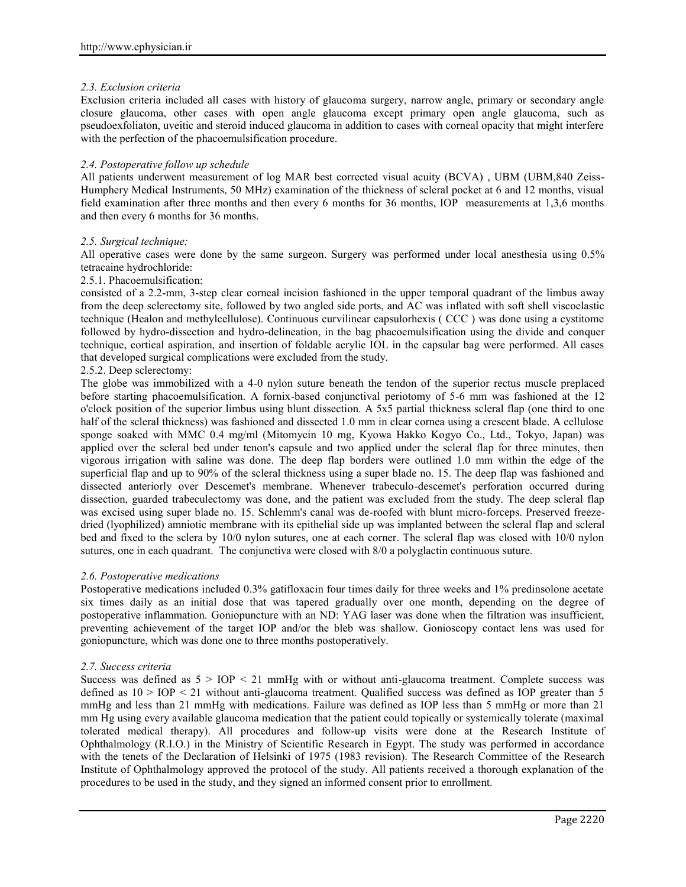### *2.3. Exclusion criteria*

Exclusion criteria included all cases with history of glaucoma surgery, narrow angle, primary or secondary angle closure glaucoma, other cases with open angle glaucoma except primary open angle glaucoma, such as pseudoexfoliaton, uveitic and steroid induced glaucoma in addition to cases with corneal opacity that might interfere with the perfection of the phacoemulsification procedure.

### *2.4. Postoperative follow up schedule*

All patients underwent measurement of log MAR best corrected visual acuity (BCVA) , UBM (UBM,840 Zeiss-Humphery Medical Instruments, 50 MHz) examination of the thickness of scleral pocket at 6 and 12 months, visual field examination after three months and then every 6 months for 36 months, IOP measurements at 1,3,6 months and then every 6 months for 36 months.

### *2.5. Surgical technique:*

All operative cases were done by the same surgeon. Surgery was performed under local anesthesia using 0.5% tetracaine hydrochloride:

2.5.1. Phacoemulsification:

consisted of a 2.2-mm, 3-step clear corneal incision fashioned in the upper temporal quadrant of the limbus away from the deep sclerectomy site, followed by two angled side ports, and AC was inflated with soft shell viscoelastic technique (Healon and methylcellulose). Continuous curvilinear capsulorhexis ( CCC ) was done using a cystitome followed by hydro-dissection and hydro-delineation, in the bag phacoemulsification using the divide and conquer technique, cortical aspiration, and insertion of foldable acrylic IOL in the capsular bag were performed. All cases that developed surgical complications were excluded from the study.

2.5.2. Deep sclerectomy:

The globe was immobilized with a 4-0 nylon suture beneath the tendon of the superior rectus muscle preplaced before starting phacoemulsification. A fornix-based conjunctival periotomy of 5-6 mm was fashioned at the 12 o'clock position of the superior limbus using blunt dissection. A 5x5 partial thickness scleral flap (one third to one half of the scleral thickness) was fashioned and dissected 1.0 mm in clear cornea using a crescent blade. A cellulose sponge soaked with MMC 0.4 mg/ml (Mitomycin 10 mg, Kyowa Hakko Kogyo Co., Ltd., Tokyo, Japan) was applied over the scleral bed under tenon's capsule and two applied under the scleral flap for three minutes, then vigorous irrigation with saline was done. The deep flap borders were outlined 1.0 mm within the edge of the superficial flap and up to 90% of the scleral thickness using a super blade no. 15. The deep flap was fashioned and dissected anteriorly over Descemet's membrane. Whenever trabeculo-descemet's perforation occurred during dissection, guarded trabeculectomy was done, and the patient was excluded from the study. The deep scleral flap was excised using super blade no. 15. Schlemm's canal was de-roofed with blunt micro-forceps. Preserved freeze-dried (lyophilized) amniotic membrane with its epithelial side up was implanted between the scleral flap and scleral bed and fixed to the sclera by 10/0 nylon sutures, one at each corner. The scleral flap was closed with 10/0 nylon sutures, one in each quadrant. The conjunctiva were closed with 8/0 a polyglactin continuous suture.

### *2.6. Postoperative medications*

Postoperative medications included 0.3% gatifloxacin four times daily for three weeks and 1% predinsolone acetate six times daily as an initial dose that was tapered gradually over one month, depending on the degree of postoperative inflammation. Goniopuncture with an ND: YAG laser was done when the filtration was insufficient, preventing achievement of the target IOP and/or the bleb was shallow. Gonioscopy contact lens was used for goniopuncture, which was done one to three months postoperatively.

### *2.7. Success criteria*

Success was defined as $5 > \text{IOP} < 21$ mmHg with or without anti-glaucoma treatment. Complete success was defined as $10 > \text{IOP} < 21$ without anti-glaucoma treatment. Qualified success was defined as IOP greater than 5 mmHg and less than 21 mmHg with medications. Failure was defined as IOP less than 5 mmHg or more than 21 mm Hg using every available glaucoma medication that the patient could topically or systemically tolerate (maximal tolerated medical therapy). All procedures and follow-up visits were done at the Research Institute of Ophthalmology (R.I.O.) in the Ministry of Scientific Research in Egypt. The study was performed in accordance with the tenets of the Declaration of Helsinki of 1975 (1983 revision). The Research Committee of the Research Institute of Ophthalmology approved the protocol of the study. All patients received a thorough explanation of the procedures to be used in the study, and they signed an informed consent prior to enrollment.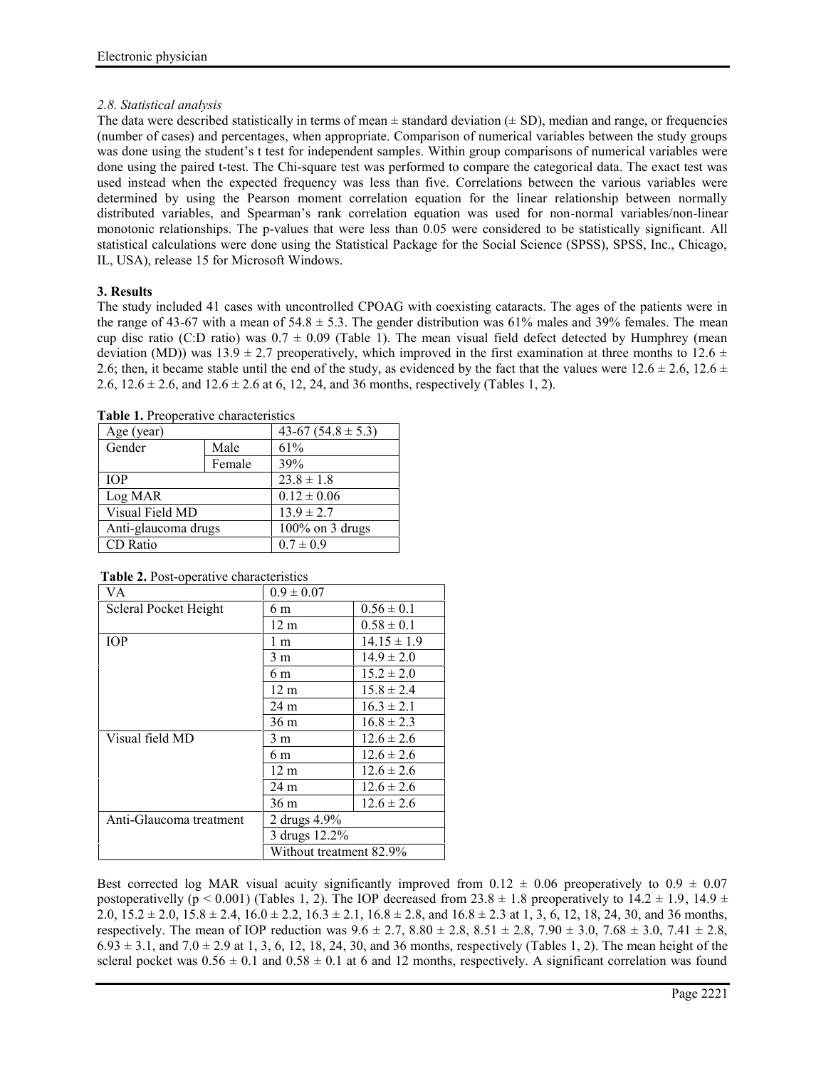### *2.8. Statistical analysis*

The data were described statistically in terms of mean ± standard deviation (± SD), median and range, or frequencies (number of cases) and percentages, when appropriate. Comparison of numerical variables between the study groups was done using the student's t test for independent samples. Within group comparisons of numerical variables were done using the paired t-test. The Chi-square test was performed to compare the categorical data. The exact test was used instead when the expected frequency was less than five. Correlations between the various variables were determined by using the Pearson moment correlation equation for the linear relationship between normally distributed variables, and Spearman's rank correlation equation was used for non-normal variables/non-linear monotonic relationships. The p-values that were less than 0.05 were considered to be statistically significant. All statistical calculations were done using the Statistical Package for the Social Science (SPSS), SPSS, Inc., Chicago, IL, USA), release 15 for Microsoft Windows.

## 3. Results

The study included 41 cases with uncontrolled CPOAG with coexisting cataracts. The ages of the patients were in the range of 43-67 with a mean of 54.8 ± 5.3. The gender distribution was 61% males and 39% females. The mean cup disc ratio (C:D ratio) was 0.7 ± 0.09 (Table 1). The mean visual field defect detected by Humphrey (mean deviation (MD)) was 13.9 ± 2.7 preoperatively, which improved in the first examination at three months to 12.6 ± 2.6; then, it became stable until the end of the study, as evidenced by the fact that the values were 12.6 ± 2.6, 12.6 ± 2.6, 12.6 ± 2.6, and 12.6 ± 2.6 at 6, 12, 24, and 36 months, respectively (Tables 1, 2).

**Table 1.** Preoperative characteristics

| Age (year) | | 43-67 (54.8 ± 5.3) |
|---|---|---|
| Gender | Male | 61% |
| | Female | 39% |
| IOP | | 23.8 ± 1.8 |
| Log MAR | | 0.12 ± 0.06 |
| Visual Field MD | | 13.9 ± 2.7 |
| Anti-glaucoma drugs | | 100% on 3 drugs |
| CD Ratio | | 0.7 ± 0.9 |

**Table 2.** Post-operative characteristics

| VA | 0.9 ± 0.07 | |
|---|---|---|
| Scleral Pocket Height | 6 m | 0.56 ± 0.1 |
| | 12 m | 0.58 ± 0.1 |
| IOP | 1 m | 14.15 ± 1.9 |
| | 3 m | 14.9 ± 2.0 |
| | 6 m | 15.2 ± 2.0 |
| | 12 m | 15.8 ± 2.4 |
| | 24 m | 16.3 ± 2.1 |
| | 36 m | 16.8 ± 2.3 |
| Visual field MD | 3 m | 12.6 ± 2.6 |
| | 6 m | 12.6 ± 2.6 |
| | 12 m | 12.6 ± 2.6 |
| | 24 m | 12.6 ± 2.6 |
| | 36 m | 12.6 ± 2.6 |
| Anti-Glaucoma treatment | 2 drugs 4.9% | |
| | 3 drugs 12.2% | |
| | Without treatment 82.9% | |

Best corrected log MAR visual acuity significantly improved from 0.12 ± 0.06 preoperatively to 0.9 ± 0.07 postoperativelly ($p < 0.001$) (Tables 1, 2). The IOP decreased from 23.8 ± 1.8 preoperatively to 14.2 ± 1.9, 14.9 ± 2.0, 15.2 ± 2.0, 15.8 ± 2.4, 16.0 ± 2.2, 16.3 ± 2.1, 16.8 ± 2.8, and 16.8 ± 2.3 at 1, 3, 6, 12, 18, 24, 30, and 36 months, respectively. The mean of IOP reduction was 9.6 ± 2.7, 8.80 ± 2.8, 8.51 ± 2.8, 7.90 ± 3.0, 7.68 ± 3.0, 7.41 ± 2.8, 6.93 ± 3.1, and 7.0 ± 2.9 at 1, 3, 6, 12, 18, 24, 30, and 36 months, respectively (Tables 1, 2). The mean height of the scleral pocket was 0.56 ± 0.1 and 0.58 ± 0.1 at 6 and 12 months, respectively. A significant correlation was found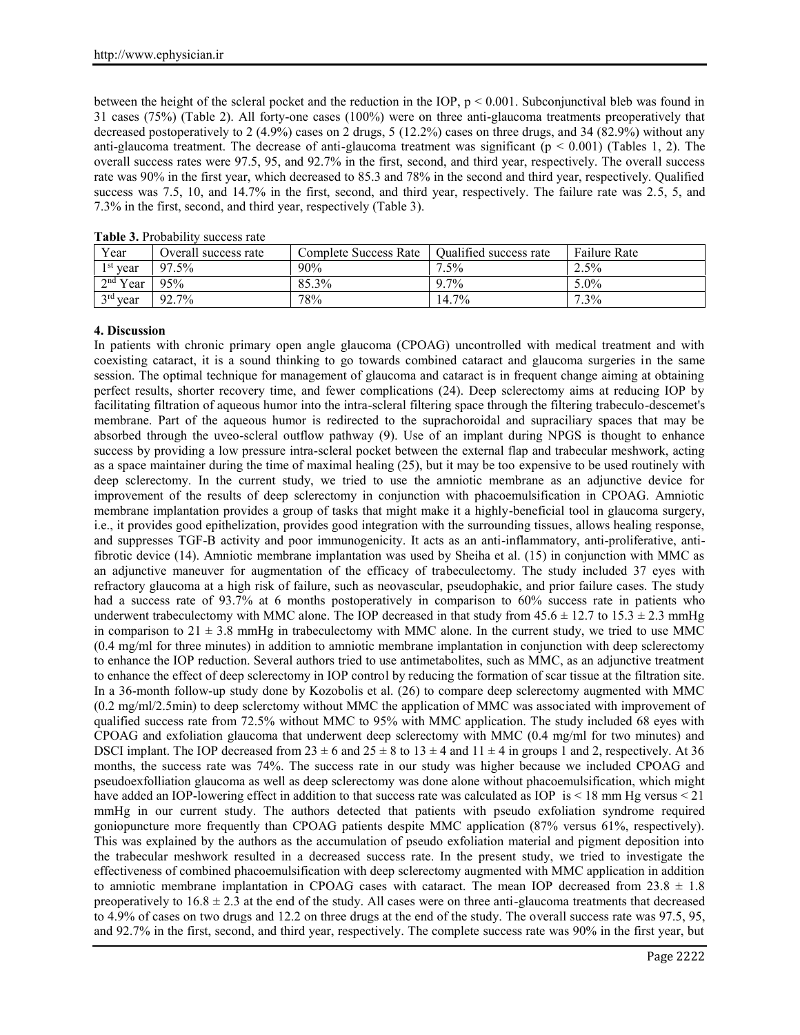between the height of the scleral pocket and the reduction in the IOP, $p < 0.001$. Subconjunctival bleb was found in 31 cases (75%) (Table 2). All forty-one cases (100%) were on three anti-glaucoma treatments preoperatively that decreased postoperatively to 2 (4.9%) cases on 2 drugs, 5 (12.2%) cases on three drugs, and 34 (82.9%) without any anti-glaucoma treatment. The decrease of anti-glaucoma treatment was significant ($p < 0.001$) (Tables 1, 2). The overall success rates were 97.5, 95, and 92.7% in the first, second, and third year, respectively. The overall success rate was 90% in the first year, which decreased to 85.3 and 78% in the second and third year, respectively. Qualified success was 7.5, 10, and 14.7% in the first, second, and third year, respectively. The failure rate was 2.5, 5, and 7.3% in the first, second, and third year, respectively (Table 3).

**Table 3.** Probability success rate

| Year | Overall success rate | Complete Success Rate | Qualified success rate | Failure Rate |
| --- | --- | --- | --- | --- |
| 1st year | 97.5% | 90% | 7.5% | 2.5% |
| 2nd Year | 95% | 85.3% | 9.7% | 5.0% |
| 3rd year | 92.7% | 78% | 14.7% | 7.3% |

## 4. Discussion

In patients with chronic primary open angle glaucoma (CPOAG) uncontrolled with medical treatment and with coexisting cataract, it is a sound thinking to go towards combined cataract and glaucoma surgeries in the same session. The optimal technique for management of glaucoma and cataract is in frequent change aiming at obtaining perfect results, shorter recovery time, and fewer complications (24). Deep sclerectomy aims at reducing IOP by facilitating filtration of aqueous humor into the intra-scleral filtering space through the filtering trabeculo-descemet's membrane. Part of the aqueous humor is redirected to the suprachoroidal and supraciliary spaces that may be absorbed through the uveo-scleral outflow pathway (9). Use of an implant during NPGS is thought to enhance success by providing a low pressure intra-scleral pocket between the external flap and trabecular meshwork, acting as a space maintainer during the time of maximal healing (25), but it may be too expensive to be used routinely with deep sclerectomy. In the current study, we tried to use the amniotic membrane as an adjunctive device for improvement of the results of deep sclerectomy in conjunction with phacoemulsification in CPOAG. Amniotic membrane implantation provides a group of tasks that might make it a highly-beneficial tool in glaucoma surgery, i.e., it provides good epithelization, provides good integration with the surrounding tissues, allows healing response, and suppresses TGF-B activity and poor immunogenicity. It acts as an anti-inflammatory, anti-proliferative, anti-fibrotic device (14). Amniotic membrane implantation was used by Sheiha et al. (15) in conjunction with MMC as an adjunctive maneuver for augmentation of the efficacy of trabeculectomy. The study included 37 eyes with refractory glaucoma at a high risk of failure, such as neovascular, pseudophakic, and prior failure cases. The study had a success rate of 93.7% at 6 months postoperatively in comparison to 60% success rate in patients who underwent trabeculectomy with MMC alone. The IOP decreased in that study from $45.6 \pm 12.7$ to $15.3 \pm 2.3$ mmHg in comparison to $21 \pm 3.8$ mmHg in trabeculectomy with MMC alone. In the current study, we tried to use MMC (0.4 mg/ml for three minutes) in addition to amniotic membrane implantation in conjunction with deep sclerectomy to enhance the IOP reduction. Several authors tried to use antimetabolites, such as MMC, as an adjunctive treatment to enhance the effect of deep sclerectomy in IOP control by reducing the formation of scar tissue at the filtration site. In a 36-month follow-up study done by Kozobolis et al. (26) to compare deep sclerectomy augmented with MMC (0.2 mg/ml/2.5min) to deep sclerctomy without MMC the application of MMC was associated with improvement of qualified success rate from 72.5% without MMC to 95% with MMC application. The study included 68 eyes with CPOAG and exfoliation glaucoma that underwent deep sclerectomy with MMC (0.4 mg/ml for two minutes) and DSCI implant. The IOP decreased from $23 \pm 6$ and $25 \pm 8$ to $13 \pm 4$ and $11 \pm 4$ in groups 1 and 2, respectively. At 36 months, the success rate was 74%. The success rate in our study was higher because we included CPOAG and pseudoexfolliation glaucoma as well as deep sclerectomy was done alone without phacoemulsification, which might have added an IOP-lowering effect in addition to that success rate was calculated as IOP is < 18 mm Hg versus < 21 mmHg in our current study. The authors detected that patients with pseudo exfoliation syndrome required goniopuncture more frequently than CPOAG patients despite MMC application (87% versus 61%, respectively). This was explained by the authors as the accumulation of pseudo exfoliation material and pigment deposition into the trabecular meshwork resulted in a decreased success rate. In the present study, we tried to investigate the effectiveness of combined phacoemulsification with deep sclerectomy augmented with MMC application in addition to amniotic membrane implantation in CPOAG cases with cataract. The mean IOP decreased from $23.8 \pm 1.8$ preoperatively to $16.8 \pm 2.3$ at the end of the study. All cases were on three anti-glaucoma treatments that decreased to 4.9% of cases on two drugs and 12.2 on three drugs at the end of the study. The overall success rate was 97.5, 95, and 92.7% in the first, second, and third year, respectively. The complete success rate was 90% in the first year, but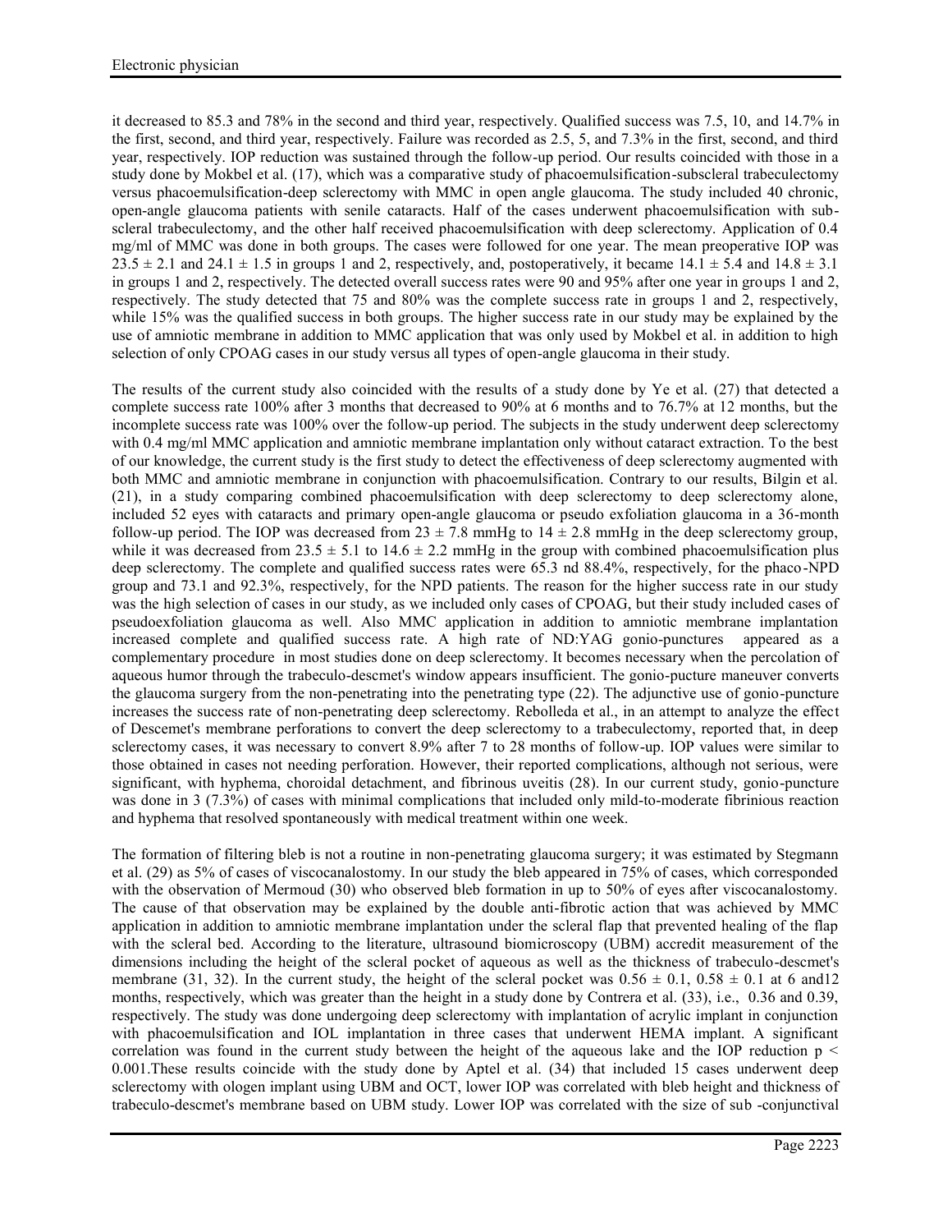it decreased to 85.3 and 78% in the second and third year, respectively. Qualified success was 7.5, 10, and 14.7% in the first, second, and third year, respectively. Failure was recorded as 2.5, 5, and 7.3% in the first, second, and third year, respectively. IOP reduction was sustained through the follow-up period. Our results coincided with those in a study done by Mokbel et al. (17), which was a comparative study of phacoemulsification-subscleral trabeculectomy versus phacoemulsification-deep sclerectomy with MMC in open angle glaucoma. The study included 40 chronic, open-angle glaucoma patients with senile cataracts. Half of the cases underwent phacoemulsification with sub-scleral trabeculectomy, and the other half received phacoemulsification with deep sclerectomy. Application of 0.4 mg/ml of MMC was done in both groups. The cases were followed for one year. The mean preoperative IOP was $23.5 \pm 2.1$ and $24.1 \pm 1.5$ in groups 1 and 2, respectively, and, postoperatively, it became $14.1 \pm 5.4$ and $14.8 \pm 3.1$ in groups 1 and 2, respectively. The detected overall success rates were 90 and 95% after one year in groups 1 and 2, respectively. The study detected that 75 and 80% was the complete success rate in groups 1 and 2, respectively, while 15% was the qualified success in both groups. The higher success rate in our study may be explained by the use of amniotic membrane in addition to MMC application that was only used by Mokbel et al. in addition to high selection of only CPOAG cases in our study versus all types of open-angle glaucoma in their study.

The results of the current study also coincided with the results of a study done by Ye et al. (27) that detected a complete success rate 100% after 3 months that decreased to 90% at 6 months and to 76.7% at 12 months, but the incomplete success rate was 100% over the follow-up period. The subjects in the study underwent deep sclerectomy with 0.4 mg/ml MMC application and amniotic membrane implantation only without cataract extraction. To the best of our knowledge, the current study is the first study to detect the effectiveness of deep sclerectomy augmented with both MMC and amniotic membrane in conjunction with phacoemulsification. Contrary to our results, Bilgin et al. (21), in a study comparing combined phacoemulsification with deep sclerectomy to deep sclerectomy alone, included 52 eyes with cataracts and primary open-angle glaucoma or pseudo exfoliation glaucoma in a 36-month follow-up period. The IOP was decreased from $23 \pm 7.8$ mmHg to $14 \pm 2.8$ mmHg in the deep sclerectomy group, while it was decreased from $23.5 \pm 5.1$ to $14.6 \pm 2.2$ mmHg in the group with combined phacoemulsification plus deep sclerectomy. The complete and qualified success rates were 65.3 nd 88.4%, respectively, for the phaco-NPD group and 73.1 and 92.3%, respectively, for the NPD patients. The reason for the higher success rate in our study was the high selection of cases in our study, as we included only cases of CPOAG, but their study included cases of pseudoexfoliation glaucoma as well. Also MMC application in addition to amniotic membrane implantation increased complete and qualified success rate. A high rate of ND:YAG gonio-punctures appeared as a complementary procedure in most studies done on deep sclerectomy. It becomes necessary when the percolation of aqueous humor through the trabeculo-descmet's window appears insufficient. The gonio-pucture maneuver converts the glaucoma surgery from the non-penetrating into the penetrating type (22). The adjunctive use of gonio-puncture increases the success rate of non-penetrating deep sclerectomy. Rebolleda et al., in an attempt to analyze the effect of Descemet's membrane perforations to convert the deep sclerectomy to a trabeculectomy, reported that, in deep sclerectomy cases, it was necessary to convert 8.9% after 7 to 28 months of follow-up. IOP values were similar to those obtained in cases not needing perforation. However, their reported complications, although not serious, were significant, with hyphema, choroidal detachment, and fibrinous uveitis (28). In our current study, gonio-puncture was done in 3 (7.3%) of cases with minimal complications that included only mild-to-moderate fibrinious reaction and hyphema that resolved spontaneously with medical treatment within one week.

The formation of filtering bleb is not a routine in non-penetrating glaucoma surgery; it was estimated by Stegmann et al. (29) as 5% of cases of viscocanalostomy. In our study the bleb appeared in 75% of cases, which corresponded with the observation of Mermoud (30) who observed bleb formation in up to 50% of eyes after viscocanalostomy. The cause of that observation may be explained by the double anti-fibrotic action that was achieved by MMC application in addition to amniotic membrane implantation under the scleral flap that prevented healing of the flap with the scleral bed. According to the literature, ultrasound biomicroscopy (UBM) accredit measurement of the dimensions including the height of the scleral pocket of aqueous as well as the thickness of trabeculo-descmet's membrane (31, 32). In the current study, the height of the scleral pocket was $0.56 \pm 0.1$, $0.58 \pm 0.1$ at 6 and12 months, respectively, which was greater than the height in a study done by Contrera et al. (33), i.e., 0.36 and 0.39, respectively. The study was done undergoing deep sclerectomy with implantation of acrylic implant in conjunction with phacoemulsification and IOL implantation in three cases that underwent HEMA implant. A significant correlation was found in the current study between the height of the aqueous lake and the IOP reduction $p < 0.001$.These results coincide with the study done by Aptel et al. (34) that included 15 cases underwent deep sclerectomy with ologen implant using UBM and OCT, lower IOP was correlated with bleb height and thickness of trabeculo-descmet's membrane based on UBM study. Lower IOP was correlated with the size of sub -conjunctival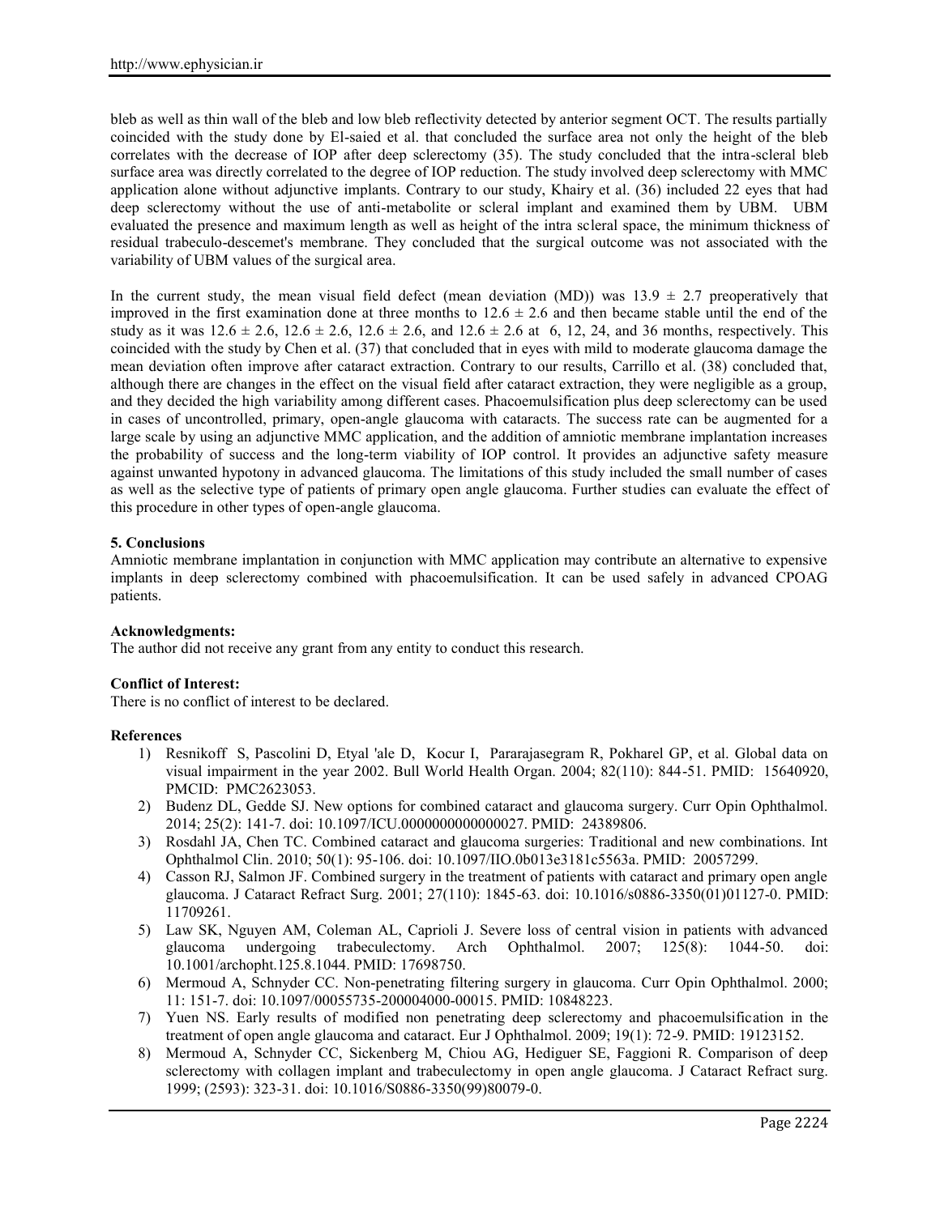bleb as well as thin wall of the bleb and low bleb reflectivity detected by anterior segment OCT. The results partially coincided with the study done by El-saied et al. that concluded the surface area not only the height of the bleb correlates with the decrease of IOP after deep sclerectomy (35). The study concluded that the intra-scleral bleb surface area was directly correlated to the degree of IOP reduction. The study involved deep sclerectomy with MMC application alone without adjunctive implants. Contrary to our study, Khairy et al. (36) included 22 eyes that had deep sclerectomy without the use of anti-metabolite or scleral implant and examined them by UBM. UBM evaluated the presence and maximum length as well as height of the intra scleral space, the minimum thickness of residual trabeculo-descemet's membrane. They concluded that the surgical outcome was not associated with the variability of UBM values of the surgical area.

In the current study, the mean visual field defect (mean deviation (MD)) was $13.9 \pm 2.7$ preoperatively that improved in the first examination done at three months to $12.6 \pm 2.6$ and then became stable until the end of the study as it was $12.6 \pm 2.6$, $12.6 \pm 2.6$, $12.6 \pm 2.6$, and $12.6 \pm 2.6$ at 6, 12, 24, and 36 months, respectively. This coincided with the study by Chen et al. (37) that concluded that in eyes with mild to moderate glaucoma damage the mean deviation often improve after cataract extraction. Contrary to our results, Carrillo et al. (38) concluded that, although there are changes in the effect on the visual field after cataract extraction, they were negligible as a group, and they decided the high variability among different cases. Phacoemulsification plus deep sclerectomy can be used in cases of uncontrolled, primary, open-angle glaucoma with cataracts. The success rate can be augmented for a large scale by using an adjunctive MMC application, and the addition of amniotic membrane implantation increases the probability of success and the long-term viability of IOP control. It provides an adjunctive safety measure against unwanted hypotony in advanced glaucoma. The limitations of this study included the small number of cases as well as the selective type of patients of primary open angle glaucoma. Further studies can evaluate the effect of this procedure in other types of open-angle glaucoma.

## 5. Conclusions

Amniotic membrane implantation in conjunction with MMC application may contribute an alternative to expensive implants in deep sclerectomy combined with phacoemulsification. It can be used safely in advanced CPOAG patients.

**Acknowledgments:**

The author did not receive any grant from any entity to conduct this research.

**Conflict of Interest:**

There is no conflict of interest to be declared.

**References**

1) Resnikoff S, Pascolini D, Etyal 'ale D, Kocur I, Pararajasegram R, Pokharel GP, et al. Global data on visual impairment in the year 2002. Bull World Health Organ. 2004; 82(110): 844-51. PMID: 15640920, PMCID: PMC2623053.
2) Budenz DL, Gedde SJ. New options for combined cataract and glaucoma surgery. Curr Opin Ophthalmol. 2014; 25(2): 141-7. doi: 10.1097/ICU.0000000000000027. PMID: 24389806.
3) Rosdahl JA, Chen TC. Combined cataract and glaucoma surgeries: Traditional and new combinations. Int Ophthalmol Clin. 2010; 50(1): 95-106. doi: 10.1097/IIO.0b013e3181c5563a. PMID: 20057299.
4) Casson RJ, Salmon JF. Combined surgery in the treatment of patients with cataract and primary open angle glaucoma. J Cataract Refract Surg. 2001; 27(110): 1845-63. doi: 10.1016/s0886-3350(01)01127-0. PMID: 11709261.
5) Law SK, Nguyen AM, Coleman AL, Caprioli J. Severe loss of central vision in patients with advanced glaucoma undergoing trabeculectomy. Arch Ophthalmol. 2007; 125(8): 1044-50. doi: 10.1001/archopht.125.8.1044. PMID: 17698750.
6) Mermoud A, Schnyder CC. Non-penetrating filtering surgery in glaucoma. Curr Opin Ophthalmol. 2000; 11: 151-7. doi: 10.1097/00055735-200004000-00015. PMID: 10848223.
7) Yuen NS. Early results of modified non penetrating deep sclerectomy and phacoemulsification in the treatment of open angle glaucoma and cataract. Eur J Ophthalmol. 2009; 19(1): 72-9. PMID: 19123152.
8) Mermoud A, Schnyder CC, Sickenberg M, Chiou AG, Hediguer SE, Faggioni R. Comparison of deep sclerectomy with collagen implant and trabeculectomy in open angle glaucoma. J Cataract Refract surg. 1999; (2593): 323-31. doi: 10.1016/S0886-3350(99)80079-0.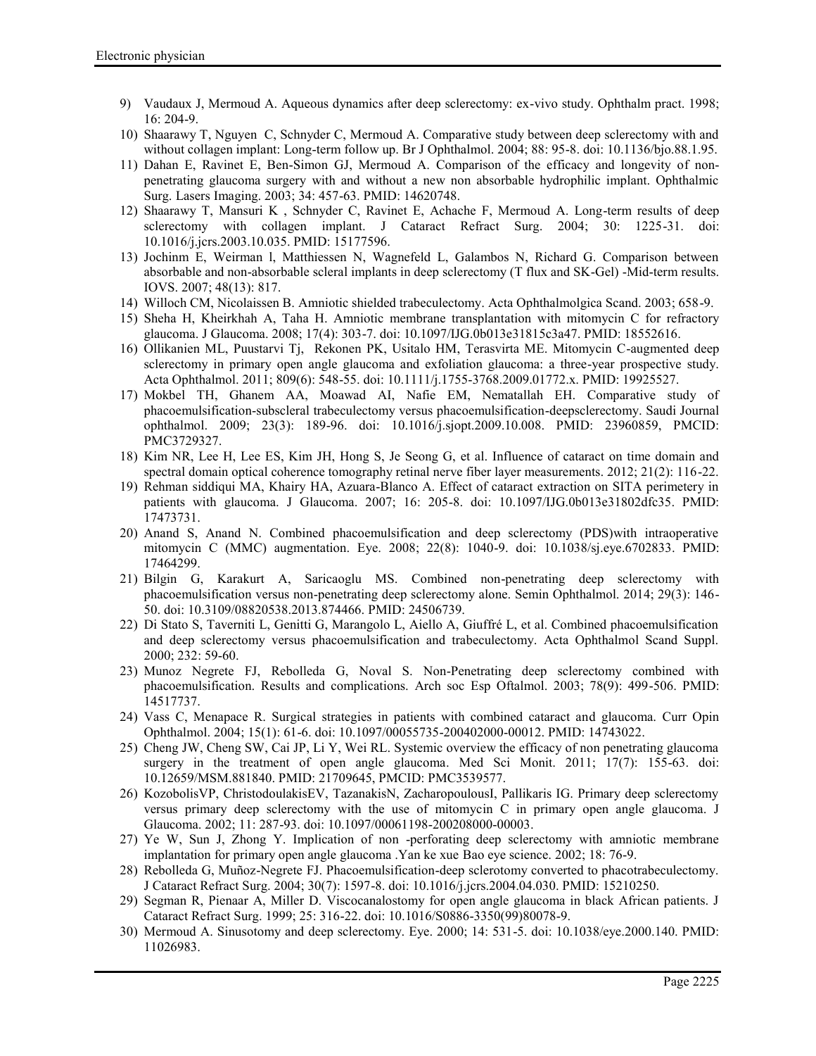9) Vaudaux J, Mermoud A. Aqueous dynamics after deep sclerectomy: ex-vivo study. Ophthalm pract. 1998; 16: 204-9.
10) Shaarawy T, Nguyen C, Schnyder C, Mermoud A. Comparative study between deep sclerectomy with and without collagen implant: Long-term follow up. Br J Ophthalmol. 2004; 88: 95-8. doi: 10.1136/bjo.88.1.95.
11) Dahan E, Ravinet E, Ben-Simon GJ, Mermoud A. Comparison of the efficacy and longevity of non-penetrating glaucoma surgery with and without a new non absorbable hydrophilic implant. Ophthalmic Surg. Lasers Imaging. 2003; 34: 457-63. PMID: 14620748.
12) Shaarawy T, Mansuri K , Schnyder C, Ravinet E, Achache F, Mermoud A. Long-term results of deep sclerectomy with collagen implant. J Cataract Refract Surg. 2004; 30: 1225-31. doi: 10.1016/j.jcrs.2003.10.035. PMID: 15177596.
13) Jochinm E, Weirman l, Matthiessen N, Wagnefeld L, Galambos N, Richard G. Comparison between absorbable and non-absorbable scleral implants in deep sclerectomy (T flux and SK-Gel) -Mid-term results. IOVS. 2007; 48(13): 817.
14) Willoch CM, Nicolaissen B. Amniotic shielded trabeculectomy. Acta Ophthalmolgica Scand. 2003; 658-9.
15) Sheha H, Kheirkhah A, Taha H. Amniotic membrane transplantation with mitomycin C for refractory glaucoma. J Glaucoma. 2008; 17(4): 303-7. doi: 10.1097/IJG.0b013e31815c3a47. PMID: 18552616.
16) Ollikanien ML, Puustarvi Tj, Rekonen PK, Usitalo HM, Terasvirta ME. Mitomycin C-augmented deep sclerectomy in primary open angle glaucoma and exfoliation glaucoma: a three-year prospective study. Acta Ophthalmol. 2011; 809(6): 548-55. doi: 10.1111/j.1755-3768.2009.01772.x. PMID: 19925527.
17) Mokbel TH, Ghanem AA, Moawad AI, Nafie EM, Nematallah EH. Comparative study of phacoemulsification-subscleral trabeculectomy versus phacoemulsification-deepsclerectomy. Saudi Journal ophthalmol. 2009; 23(3): 189-96. doi: 10.1016/j.sjopt.2009.10.008. PMID: 23960859, PMCID: PMC3729327.
18) Kim NR, Lee H, Lee ES, Kim JH, Hong S, Je Seong G, et al. Influence of cataract on time domain and spectral domain optical coherence tomography retinal nerve fiber layer measurements. 2012; 21(2): 116-22.
19) Rehman siddiqui MA, Khairy HA, Azuara-Blanco A. Effect of cataract extraction on SITA perimetery in patients with glaucoma. J Glaucoma. 2007; 16: 205-8. doi: 10.1097/IJG.0b013e31802dfc35. PMID: 17473731.
20) Anand S, Anand N. Combined phacoemulsification and deep sclerectomy (PDS)with intraoperative mitomycin C (MMC) augmentation. Eye. 2008; 22(8): 1040-9. doi: 10.1038/sj.eye.6702833. PMID: 17464299.
21) Bilgin G, Karakurt A, Saricaoglu MS. Combined non-penetrating deep sclerectomy with phacoemulsification versus non-penetrating deep sclerectomy alone. Semin Ophthalmol. 2014; 29(3): 146-50. doi: 10.3109/08820538.2013.874466. PMID: 24506739.
22) Di Stato S, Taverniti L, Genitti G, Marangolo L, Aiello A, Giuffré L, et al. Combined phacoemulsification and deep sclerectomy versus phacoemulsification and trabeculectomy. Acta Ophthalmol Scand Suppl. 2000; 232: 59-60.
23) Munoz Negrete FJ, Rebolleda G, Noval S. Non-Penetrating deep sclerectomy combined with phacoemulsification. Results and complications. Arch soc Esp Oftalmol. 2003; 78(9): 499-506. PMID: 14517737.
24) Vass C, Menapace R. Surgical strategies in patients with combined cataract and glaucoma. Curr Opin Ophthalmol. 2004; 15(1): 61-6. doi: 10.1097/00055735-200402000-00012. PMID: 14743022.
25) Cheng JW, Cheng SW, Cai JP, Li Y, Wei RL. Systemic overview the efficacy of non penetrating glaucoma surgery in the treatment of open angle glaucoma. Med Sci Monit. 2011; 17(7): 155-63. doi: 10.12659/MSM.881840. PMID: 21709645, PMCID: PMC3539577.
26) KozobolisVP, ChristodoulakisEV, TazanakisN, ZacharopoulousI, Pallikaris IG. Primary deep sclerectomy versus primary deep sclerectomy with the use of mitomycin C in primary open angle glaucoma. J Glaucoma. 2002; 11: 287-93. doi: 10.1097/00061198-200208000-00003.
27) Ye W, Sun J, Zhong Y. Implication of non -perforating deep sclerectomy with amniotic membrane implantation for primary open angle glaucoma .Yan ke xue Bao eye science. 2002; 18: 76-9.
28) Rebolleda G, Muñoz-Negrete FJ. Phacoemulsification-deep sclerotomy converted to phacotrabeculectomy. J Cataract Refract Surg. 2004; 30(7): 1597-8. doi: 10.1016/j.jcrs.2004.04.030. PMID: 15210250.
29) Segman R, Pienaar A, Miller D. Viscocanalostomy for open angle glaucoma in black African patients. J Cataract Refract Surg. 1999; 25: 316-22. doi: 10.1016/S0886-3350(99)80078-9.
30) Mermoud A. Sinusotomy and deep sclerectomy. Eye. 2000; 14: 531-5. doi: 10.1038/eye.2000.140. PMID: 11026983.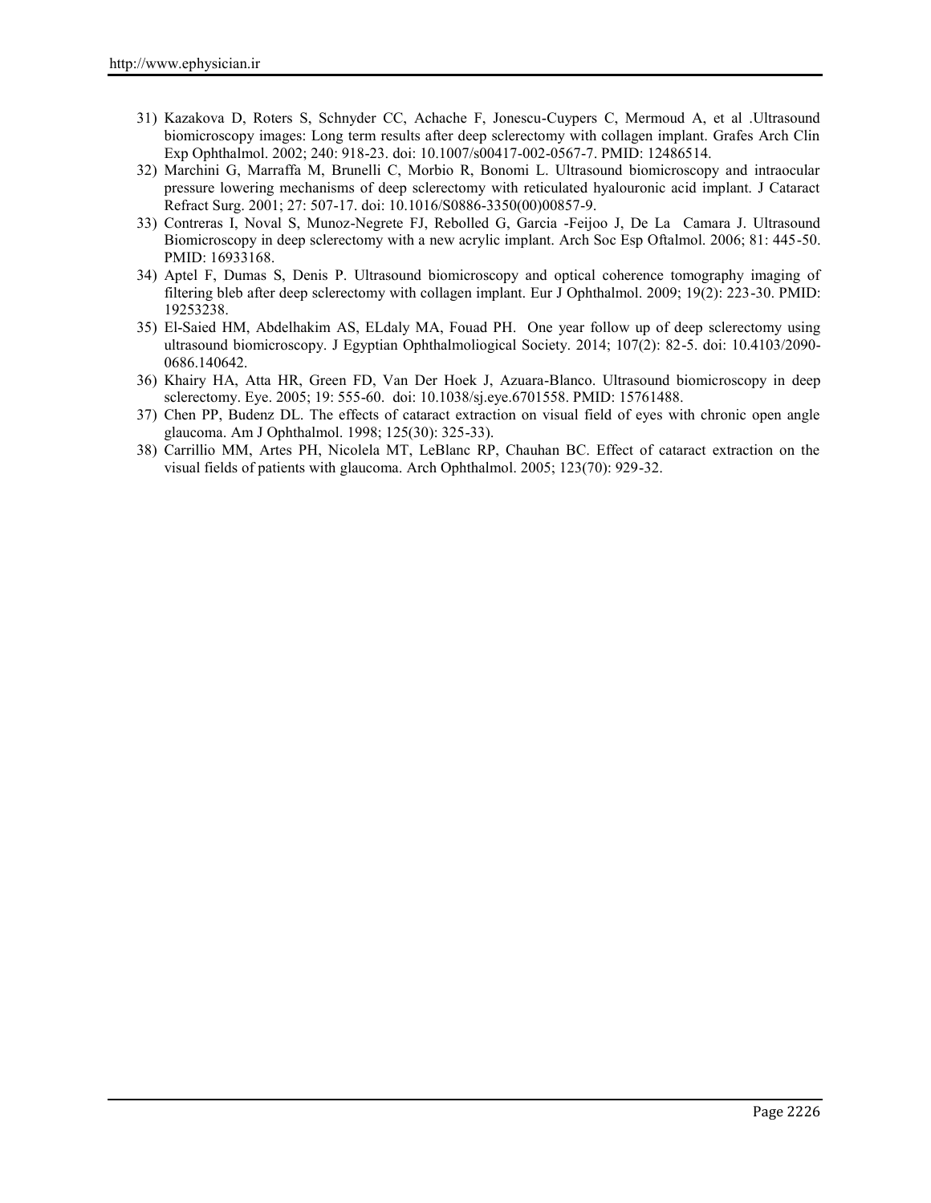31) Kazakova D, Roters S, Schnyder CC, Achache F, Jonescu-Cuypers C, Mermoud A, et al .Ultrasound biomicroscopy images: Long term results after deep sclerectomy with collagen implant. Grafes Arch Clin Exp Ophthalmol. 2002; 240: 918-23. doi: 10.1007/s00417-002-0567-7. PMID: 12486514.
32) Marchini G, Marraffa M, Brunelli C, Morbio R, Bonomi L. Ultrasound biomicroscopy and intraocular pressure lowering mechanisms of deep sclerectomy with reticulated hyalouronic acid implant. J Cataract Refract Surg. 2001; 27: 507-17. doi: 10.1016/S0886-3350(00)00857-9.
33) Contreras I, Noval S, Munoz-Negrete FJ, Rebolled G, Garcia -Feijoo J, De La Camara J. Ultrasound Biomicroscopy in deep sclerectomy with a new acrylic implant. Arch Soc Esp Oftalmol. 2006; 81: 445-50. PMID: 16933168.
34) Aptel F, Dumas S, Denis P. Ultrasound biomicroscopy and optical coherence tomography imaging of filtering bleb after deep sclerectomy with collagen implant. Eur J Ophthalmol. 2009; 19(2): 223-30. PMID: 19253238.
35) El-Saied HM, Abdelhakim AS, ELdaly MA, Fouad PH. One year follow up of deep sclerectomy using ultrasound biomicroscopy. J Egyptian Ophthalmoliogical Society. 2014; 107(2): 82-5. doi: 10.4103/2090-0686.140642.
36) Khairy HA, Atta HR, Green FD, Van Der Hoek J, Azuara-Blanco. Ultrasound biomicroscopy in deep sclerectomy. Eye. 2005; 19: 555-60. doi: 10.1038/sj.eye.6701558. PMID: 15761488.
37) Chen PP, Budenz DL. The effects of cataract extraction on visual field of eyes with chronic open angle glaucoma. Am J Ophthalmol. 1998; 125(30): 325-33).
38) Carrillio MM, Artes PH, Nicolela MT, LeBlanc RP, Chauhan BC. Effect of cataract extraction on the visual fields of patients with glaucoma. Arch Ophthalmol. 2005; 123(70): 929-32.